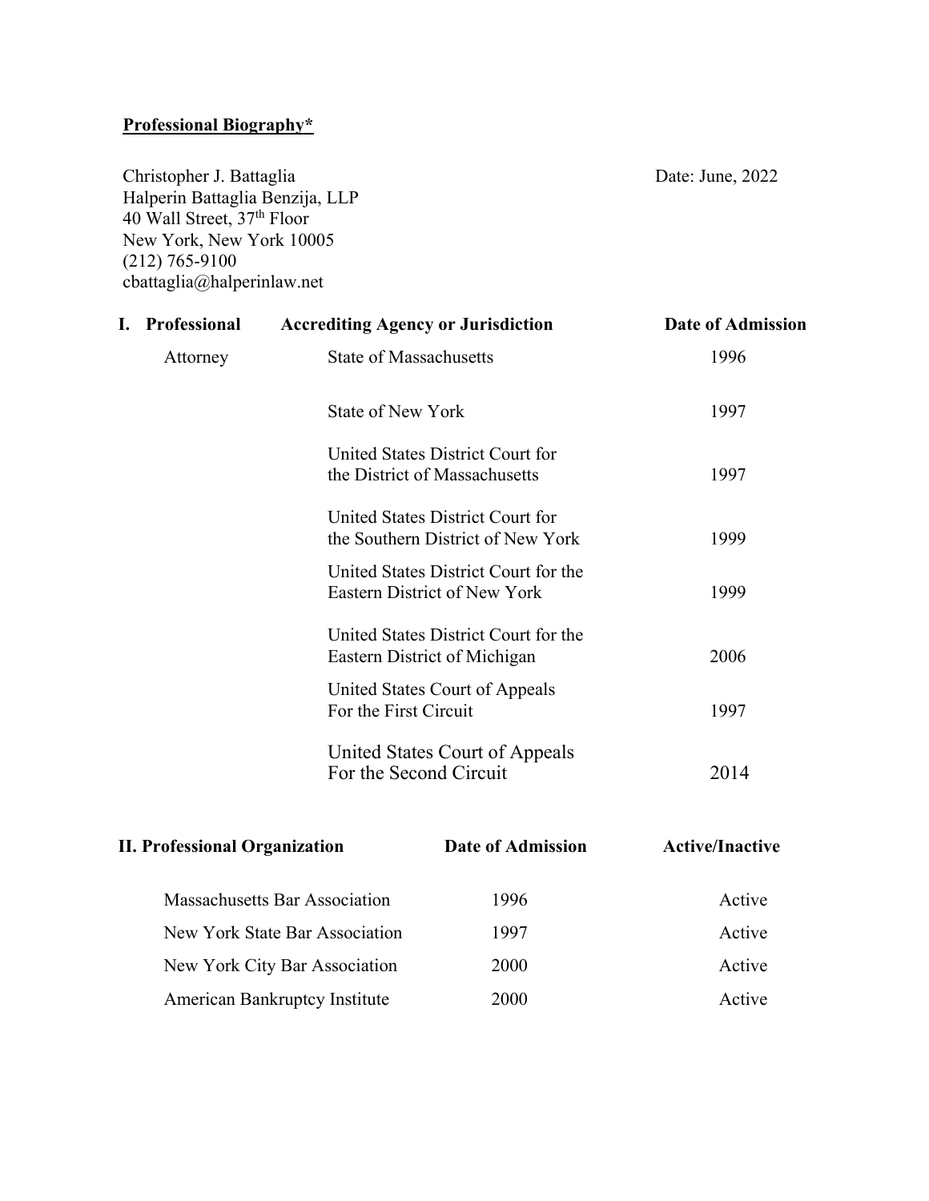**Professional Biography***

Christopher J. Battaglia
Halperin Battaglia Benzija, LLP
40 Wall Street, 37th Floor
New York, New York 10005
(212) 765-9100
cbattaglia@halperinlaw.net

Date: June, 2022

| I. Professional | Accrediting Agency or Jurisdiction | Date of Admission |
|---|---|---|
| Attorney | State of Massachusetts | 1996 |
| | State of New York | 1997 |
| | United States District Court for the District of Massachusetts | 1997 |
| | United States District Court for the Southern District of New York | 1999 |
| | United States District Court for the Eastern District of New York | 1999 |
| | United States District Court for the Eastern District of Michigan | 2006 |
| | United States Court of Appeals For the First Circuit | 1997 |
| | United States Court of Appeals For the Second Circuit | 2014 |

| II. Professional Organization | Date of Admission | Active/Inactive |
|---|---|---|
| Massachusetts Bar Association | 1996 | Active |
| New York State Bar Association | 1997 | Active |
| New York City Bar Association | 2000 | Active |
| American Bankruptcy Institute | 2000 | Active |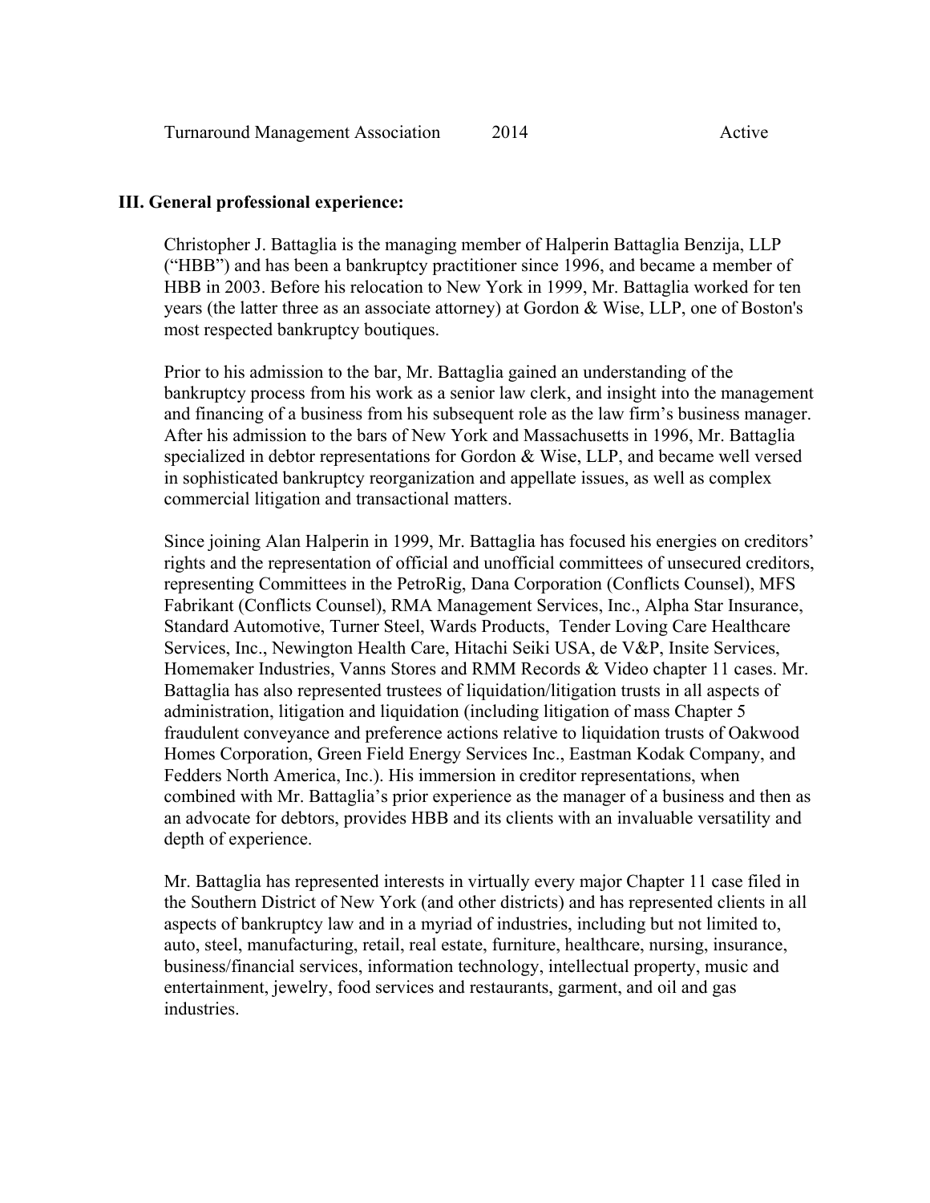| Turnaround Management Association | 2014 | Active |
|---|---|---|

**III. General professional experience:**

Christopher J. Battaglia is the managing member of Halperin Battaglia Benzija, LLP ("HBB") and has been a bankruptcy practitioner since 1996, and became a member of HBB in 2003. Before his relocation to New York in 1999, Mr. Battaglia worked for ten years (the latter three as an associate attorney) at Gordon & Wise, LLP, one of Boston's most respected bankruptcy boutiques.

Prior to his admission to the bar, Mr. Battaglia gained an understanding of the bankruptcy process from his work as a senior law clerk, and insight into the management and financing of a business from his subsequent role as the law firm's business manager. After his admission to the bars of New York and Massachusetts in 1996, Mr. Battaglia specialized in debtor representations for Gordon & Wise, LLP, and became well versed in sophisticated bankruptcy reorganization and appellate issues, as well as complex commercial litigation and transactional matters.

Since joining Alan Halperin in 1999, Mr. Battaglia has focused his energies on creditors' rights and the representation of official and unofficial committees of unsecured creditors, representing Committees in the PetroRig, Dana Corporation (Conflicts Counsel), MFS Fabrikant (Conflicts Counsel), RMA Management Services, Inc., Alpha Star Insurance, Standard Automotive, Turner Steel, Wards Products, Tender Loving Care Healthcare Services, Inc., Newington Health Care, Hitachi Seiki USA, de V&P, Insite Services, Homemaker Industries, Vanns Stores and RMM Records & Video chapter 11 cases. Mr. Battaglia has also represented trustees of liquidation/litigation trusts in all aspects of administration, litigation and liquidation (including litigation of mass Chapter 5 fraudulent conveyance and preference actions relative to liquidation trusts of Oakwood Homes Corporation, Green Field Energy Services Inc., Eastman Kodak Company, and Fedders North America, Inc.). His immersion in creditor representations, when combined with Mr. Battaglia's prior experience as the manager of a business and then as an advocate for debtors, provides HBB and its clients with an invaluable versatility and depth of experience.

Mr. Battaglia has represented interests in virtually every major Chapter 11 case filed in the Southern District of New York (and other districts) and has represented clients in all aspects of bankruptcy law and in a myriad of industries, including but not limited to, auto, steel, manufacturing, retail, real estate, furniture, healthcare, nursing, insurance, business/financial services, information technology, intellectual property, music and entertainment, jewelry, food services and restaurants, garment, and oil and gas industries.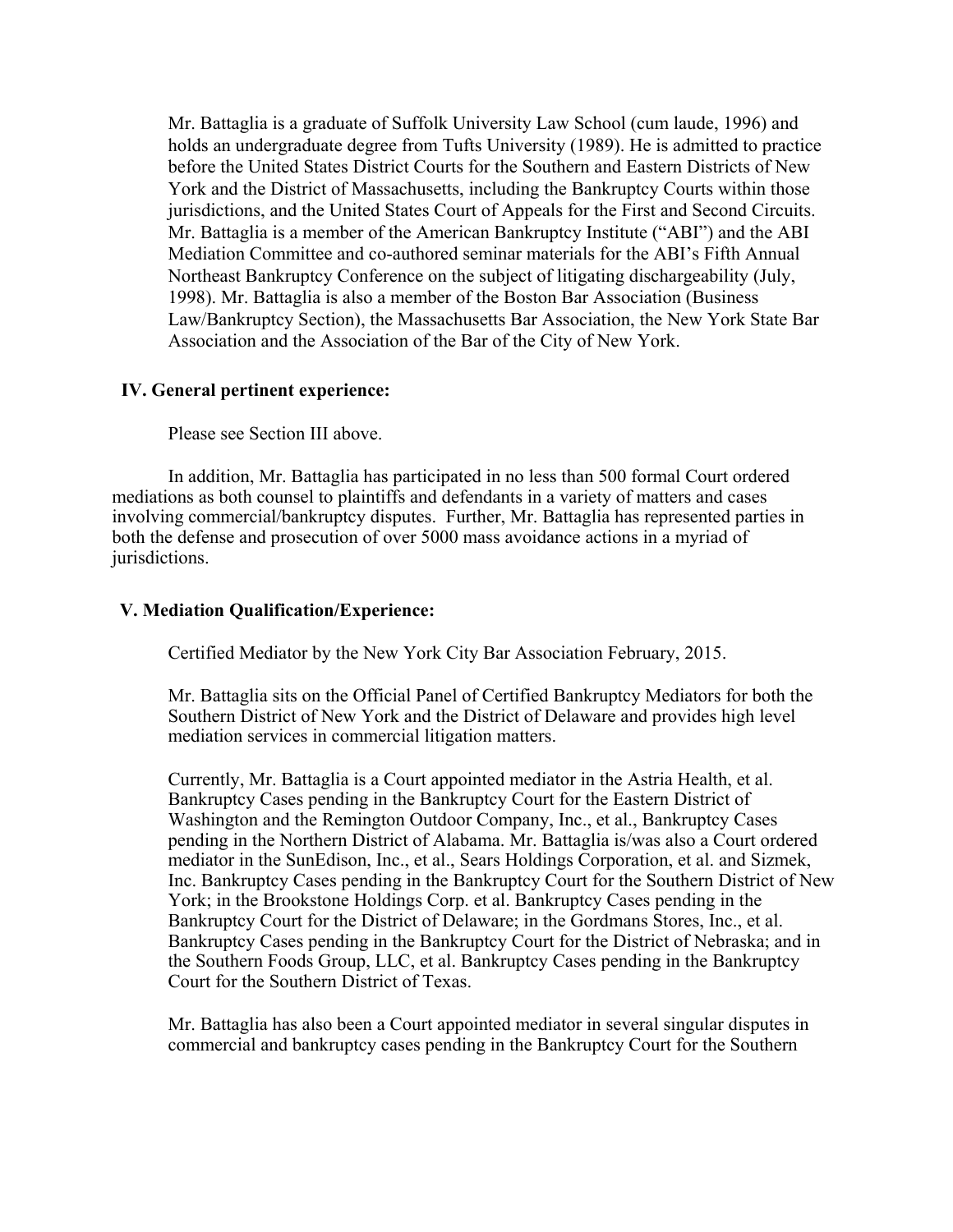Mr. Battaglia is a graduate of Suffolk University Law School (cum laude, 1996) and holds an undergraduate degree from Tufts University (1989). He is admitted to practice before the United States District Courts for the Southern and Eastern Districts of New York and the District of Massachusetts, including the Bankruptcy Courts within those jurisdictions, and the United States Court of Appeals for the First and Second Circuits. Mr. Battaglia is a member of the American Bankruptcy Institute ("ABI") and the ABI Mediation Committee and co-authored seminar materials for the ABI's Fifth Annual Northeast Bankruptcy Conference on the subject of litigating dischargeability (July, 1998). Mr. Battaglia is also a member of the Boston Bar Association (Business Law/Bankruptcy Section), the Massachusetts Bar Association, the New York State Bar Association and the Association of the Bar of the City of New York.

## IV. General pertinent experience:

Please see Section III above.

In addition, Mr. Battaglia has participated in no less than 500 formal Court ordered mediations as both counsel to plaintiffs and defendants in a variety of matters and cases involving commercial/bankruptcy disputes. Further, Mr. Battaglia has represented parties in both the defense and prosecution of over 5000 mass avoidance actions in a myriad of jurisdictions.

## V. Mediation Qualification/Experience:

Certified Mediator by the New York City Bar Association February, 2015.

Mr. Battaglia sits on the Official Panel of Certified Bankruptcy Mediators for both the Southern District of New York and the District of Delaware and provides high level mediation services in commercial litigation matters.

Currently, Mr. Battaglia is a Court appointed mediator in the Astria Health, et al. Bankruptcy Cases pending in the Bankruptcy Court for the Eastern District of Washington and the Remington Outdoor Company, Inc., et al., Bankruptcy Cases pending in the Northern District of Alabama. Mr. Battaglia is/was also a Court ordered mediator in the SunEdison, Inc., et al., Sears Holdings Corporation, et al. and Sizmek, Inc. Bankruptcy Cases pending in the Bankruptcy Court for the Southern District of New York; in the Brookstone Holdings Corp. et al. Bankruptcy Cases pending in the Bankruptcy Court for the District of Delaware; in the Gordmans Stores, Inc., et al. Bankruptcy Cases pending in the Bankruptcy Court for the District of Nebraska; and in the Southern Foods Group, LLC, et al. Bankruptcy Cases pending in the Bankruptcy Court for the Southern District of Texas.

Mr. Battaglia has also been a Court appointed mediator in several singular disputes in commercial and bankruptcy cases pending in the Bankruptcy Court for the Southern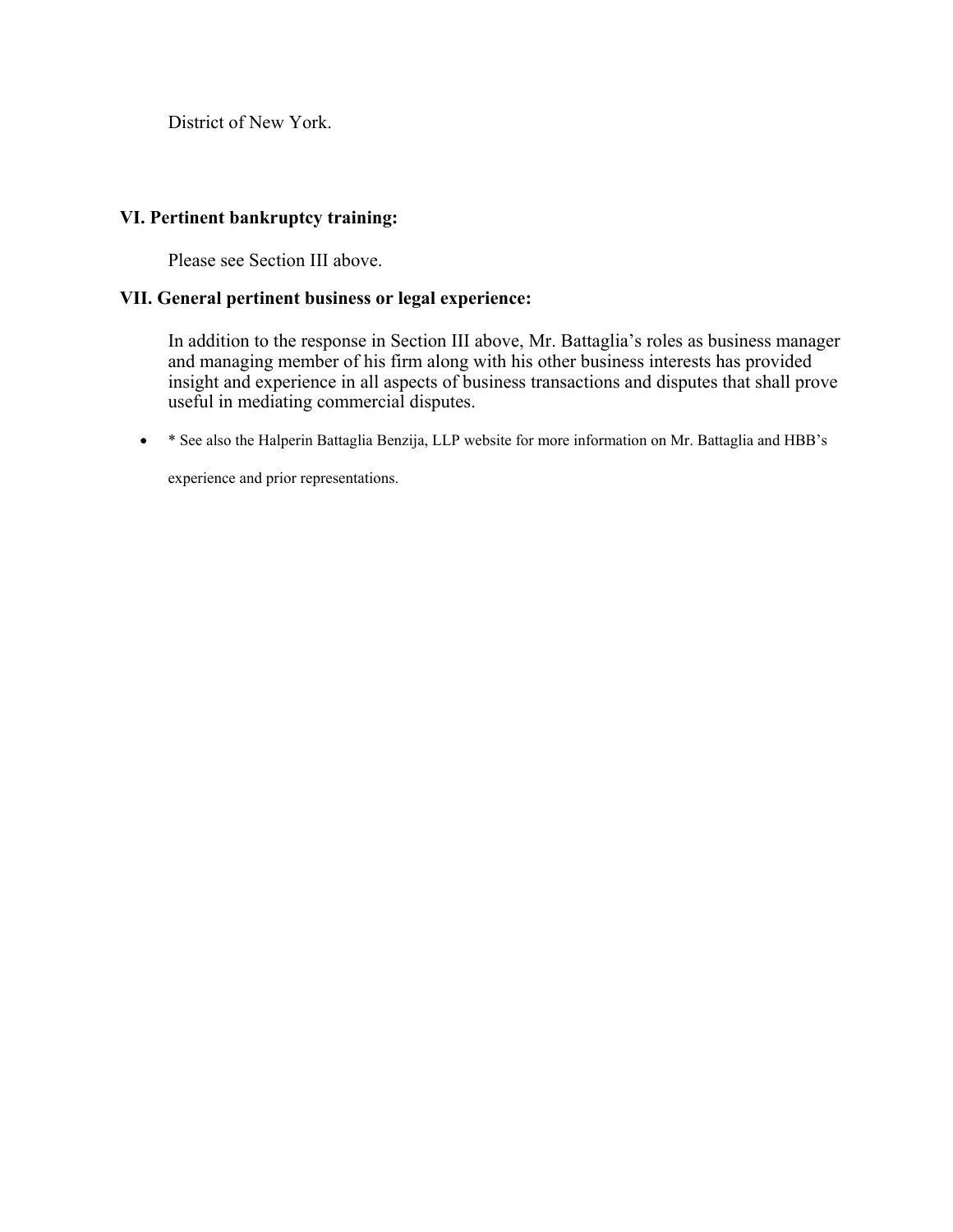District of New York.

**VI. Pertinent bankruptcy training:**

Please see Section III above.

**VII. General pertinent business or legal experience:**

In addition to the response in Section III above, Mr. Battaglia's roles as business manager and managing member of his firm along with his other business interests has provided insight and experience in all aspects of business transactions and disputes that shall prove useful in mediating commercial disputes.

- * See also the Halperin Battaglia Benzija, LLP website for more information on Mr. Battaglia and HBB's experience and prior representations.